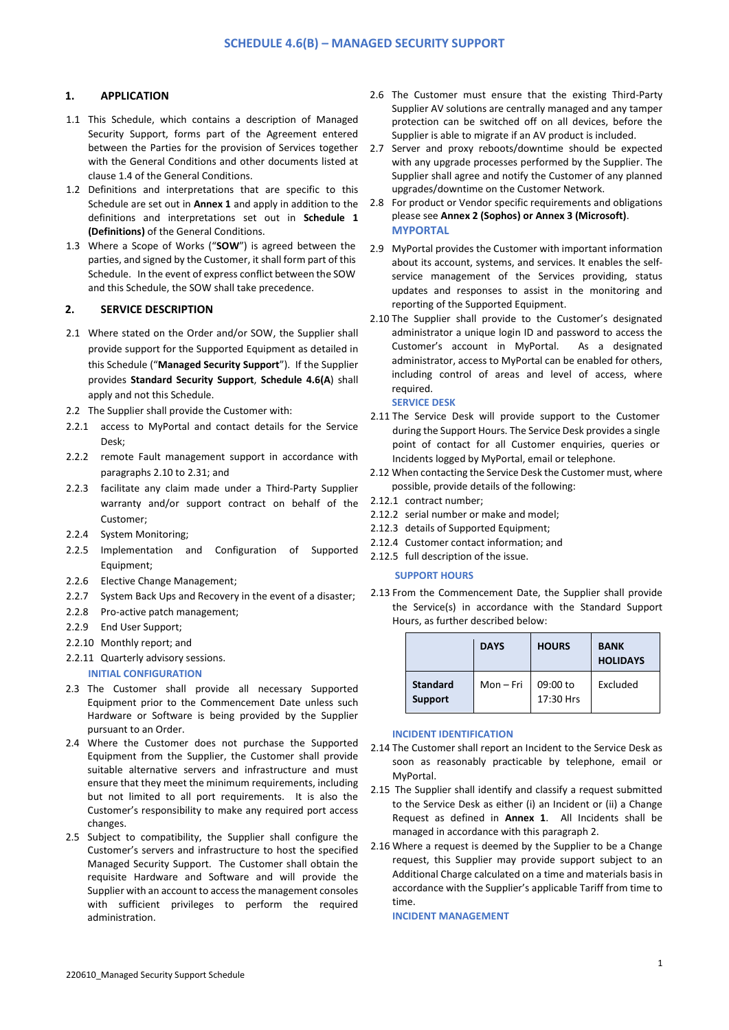# SCHEDULE 4.6(B) – MANAGED SECURITY SUPPORT

## 1. APPLICATION

1.1 This Schedule, which contains a description of Managed Security Support, forms part of the Agreement entered between the Parties for the provision of Services together with the General Conditions and other documents listed at clause 1.4 of the General Conditions.

1.2 Definitions and interpretations that are specific to this Schedule are set out in **Annex 1** and apply in addition to the definitions and interpretations set out in **Schedule 1 (Definitions)** of the General Conditions.

1.3 Where a Scope of Works ("**SOW**") is agreed between the parties, and signed by the Customer, it shall form part of this Schedule. In the event of express conflict between the SOW and this Schedule, the SOW shall take precedence.

## 2. SERVICE DESCRIPTION

2.1 Where stated on the Order and/or SOW, the Supplier shall provide support for the Supported Equipment as detailed in this Schedule ("**Managed Security Support**"). If the Supplier provides **Standard Security Support**, **Schedule 4.6(A**) shall apply and not this Schedule.

2.2 The Supplier shall provide the Customer with:

2.2.1 access to MyPortal and contact details for the Service Desk;

2.2.2 remote Fault management support in accordance with paragraphs 2.10 to 2.31; and

2.2.3 facilitate any claim made under a Third-Party Supplier warranty and/or support contract on behalf of the Customer;

2.2.4 System Monitoring;

2.2.5 Implementation and Configuration of Supported Equipment;

2.2.6 Elective Change Management;

2.2.7 System Back Ups and Recovery in the event of a disaster;

2.2.8 Pro-active patch management;

2.2.9 End User Support;

2.2.10 Monthly report; and

2.2.11 Quarterly advisory sessions.

### INITIAL CONFIGURATION

2.3 The Customer shall provide all necessary Supported Equipment prior to the Commencement Date unless such Hardware or Software is being provided by the Supplier pursuant to an Order.

2.4 Where the Customer does not purchase the Supported Equipment from the Supplier, the Customer shall provide suitable alternative servers and infrastructure and must ensure that they meet the minimum requirements, including but not limited to all port requirements. It is also the Customer's responsibility to make any required port access changes.

2.5 Subject to compatibility, the Supplier shall configure the Customer's servers and infrastructure to host the specified Managed Security Support. The Customer shall obtain the requisite Hardware and Software and will provide the Supplier with an account to access the management consoles with sufficient privileges to perform the required administration.

2.6 The Customer must ensure that the existing Third-Party Supplier AV solutions are centrally managed and any tamper protection can be switched off on all devices, before the Supplier is able to migrate if an AV product is included.

2.7 Server and proxy reboots/downtime should be expected with any upgrade processes performed by the Supplier. The Supplier shall agree and notify the Customer of any planned upgrades/downtime on the Customer Network.

2.8 For product or Vendor specific requirements and obligations please see **Annex 2 (Sophos) or Annex 3 (Microsoft)**.

### MYPORTAL

2.9 MyPortal provides the Customer with important information about its account, systems, and services. It enables the self-service management of the Services providing, status updates and responses to assist in the monitoring and reporting of the Supported Equipment.

2.10 The Supplier shall provide to the Customer's designated administrator a unique login ID and password to access the Customer's account in MyPortal. As a designated administrator, access to MyPortal can be enabled for others, including control of areas and level of access, where required.

### SERVICE DESK

2.11 The Service Desk will provide support to the Customer during the Support Hours. The Service Desk provides a single point of contact for all Customer enquiries, queries or Incidents logged by MyPortal, email or telephone.

2.12 When contacting the Service Desk the Customer must, where possible, provide details of the following:

2.12.1 contract number;

2.12.2 serial number or make and model;

2.12.3 details of Supported Equipment;

2.12.4 Customer contact information; and

2.12.5 full description of the issue.

### SUPPORT HOURS

2.13 From the Commencement Date, the Supplier shall provide the Service(s) in accordance with the Standard Support Hours, as further described below:

| | DAYS | HOURS | BANK HOLIDAYS |
|---|---|---|---|
| **Standard Support** | Mon – Fri | 09:00 to 17:30 Hrs | Excluded |

### INCIDENT IDENTIFICATION

2.14 The Customer shall report an Incident to the Service Desk as soon as reasonably practicable by telephone, email or MyPortal.

2.15 The Supplier shall identify and classify a request submitted to the Service Desk as either (i) an Incident or (ii) a Change Request as defined in **Annex 1**. All Incidents shall be managed in accordance with this paragraph 2.

2.16 Where a request is deemed by the Supplier to be a Change request, this Supplier may provide support subject to an Additional Charge calculated on a time and materials basis in accordance with the Supplier's applicable Tariff from time to time.

### INCIDENT MANAGEMENT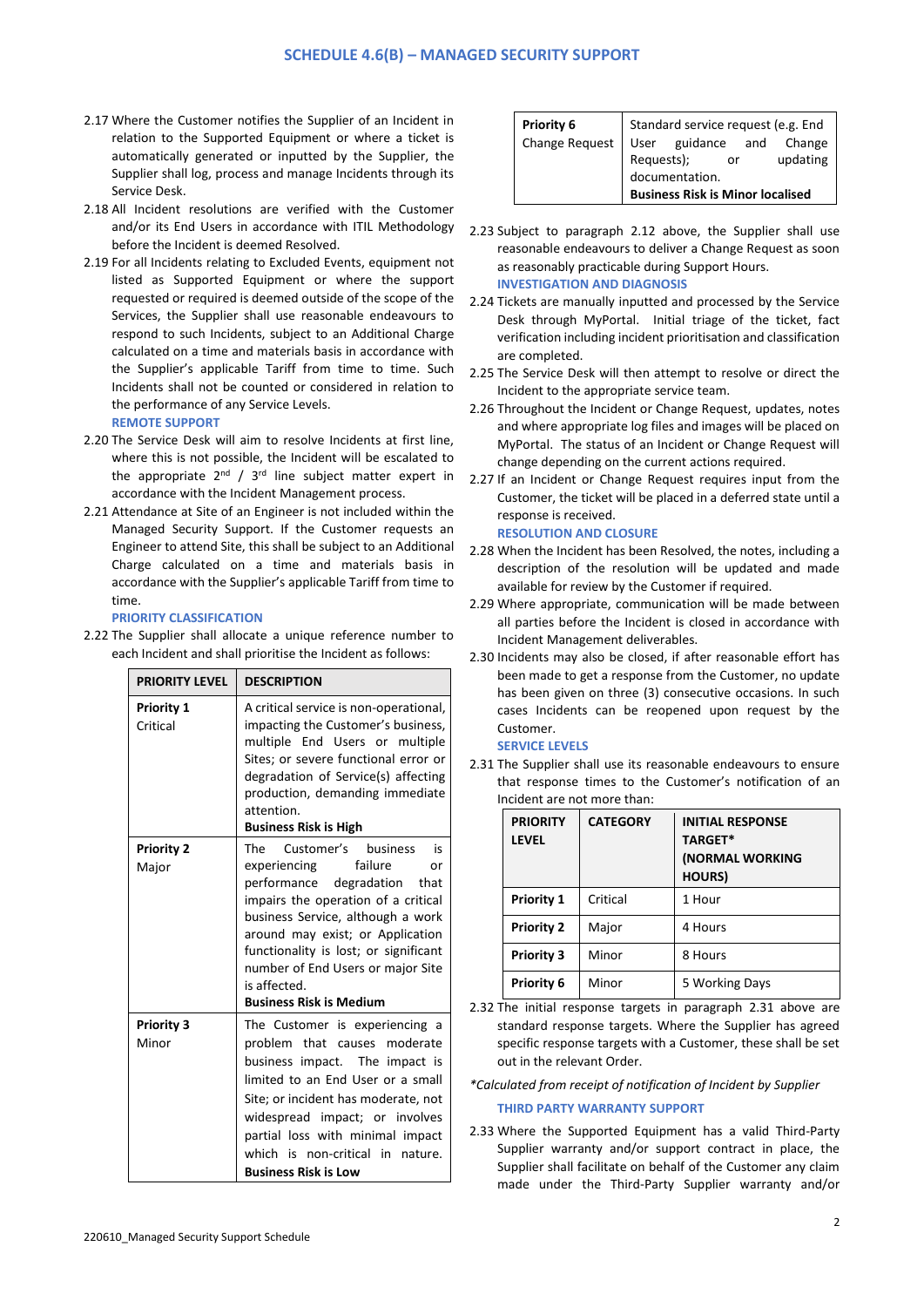2.17 Where the Customer notifies the Supplier of an Incident in relation to the Supported Equipment or where a ticket is automatically generated or inputted by the Supplier, the Supplier shall log, process and manage Incidents through its Service Desk.

2.18 All Incident resolutions are verified with the Customer and/or its End Users in accordance with ITIL Methodology before the Incident is deemed Resolved.

2.19 For all Incidents relating to Excluded Events, equipment not listed as Supported Equipment or where the support requested or required is deemed outside of the scope of the Services, the Supplier shall use reasonable endeavours to respond to such Incidents, subject to an Additional Charge calculated on a time and materials basis in accordance with the Supplier's applicable Tariff from time to time. Such Incidents shall not be counted or considered in relation to the performance of any Service Levels.

### REMOTE SUPPORT

2.20 The Service Desk will aim to resolve Incidents at first line, where this is not possible, the Incident will be escalated to the appropriate 2nd / 3rd line subject matter expert in accordance with the Incident Management process.

2.21 Attendance at Site of an Engineer is not included within the Managed Security Support. If the Customer requests an Engineer to attend Site, this shall be subject to an Additional Charge calculated on a time and materials basis in accordance with the Supplier's applicable Tariff from time to time.

### PRIORITY CLASSIFICATION

2.22 The Supplier shall allocate a unique reference number to each Incident and shall prioritise the Incident as follows:

| PRIORITY LEVEL | DESCRIPTION |
|---|---|
| **Priority 1** Critical | A critical service is non-operational, impacting the Customer's business, multiple End Users or multiple Sites; or severe functional error or degradation of Service(s) affecting production, demanding immediate attention. **Business Risk is High** |
| **Priority 2** Major | The Customer's business is experiencing failure or performance degradation that impairs the operation of a critical business Service, although a work around may exist; or Application functionality is lost; or significant number of End Users or major Site is affected. **Business Risk is Medium** |
| **Priority 3** Minor | The Customer is experiencing a problem that causes moderate business impact. The impact is limited to an End User or a small Site; or incident has moderate, not widespread impact; or involves partial loss with minimal impact which is non-critical in nature. **Business Risk is Low** |
| **Priority 6** Change Request | Standard service request (e.g. End User guidance and Change Requests); or updating documentation. **Business Risk is Minor localised** |

2.23 Subject to paragraph 2.12 above, the Supplier shall use reasonable endeavours to deliver a Change Request as soon as reasonably practicable during Support Hours.

### INVESTIGATION AND DIAGNOSIS

2.24 Tickets are manually inputted and processed by the Service Desk through MyPortal. Initial triage of the ticket, fact verification including incident prioritisation and classification are completed.

2.25 The Service Desk will then attempt to resolve or direct the Incident to the appropriate service team.

2.26 Throughout the Incident or Change Request, updates, notes and where appropriate log files and images will be placed on MyPortal. The status of an Incident or Change Request will change depending on the current actions required.

2.27 If an Incident or Change Request requires input from the Customer, the ticket will be placed in a deferred state until a response is received.

### RESOLUTION AND CLOSURE

2.28 When the Incident has been Resolved, the notes, including a description of the resolution will be updated and made available for review by the Customer if required.

2.29 Where appropriate, communication will be made between all parties before the Incident is closed in accordance with Incident Management deliverables.

2.30 Incidents may also be closed, if after reasonable effort has been made to get a response from the Customer, no update has been given on three (3) consecutive occasions. In such cases Incidents can be reopened upon request by the Customer.

### SERVICE LEVELS

2.31 The Supplier shall use its reasonable endeavours to ensure that response times to the Customer's notification of an Incident are not more than:

| PRIORITY LEVEL | CATEGORY | INITIAL RESPONSE TARGET* (NORMAL WORKING HOURS) |
|---|---|---|
| **Priority 1** | Critical | 1 Hour |
| **Priority 2** | Major | 4 Hours |
| **Priority 3** | Minor | 8 Hours |
| **Priority 6** | Minor | 5 Working Days |

2.32 The initial response targets in paragraph 2.31 above are standard response targets. Where the Supplier has agreed specific response targets with a Customer, these shall be set out in the relevant Order.

*\*Calculated from receipt of notification of Incident by Supplier*

### THIRD PARTY WARRANTY SUPPORT

2.33 Where the Supported Equipment has a valid Third-Party Supplier warranty and/or support contract in place, the Supplier shall facilitate on behalf of the Customer any claim made under the Third-Party Supplier warranty and/or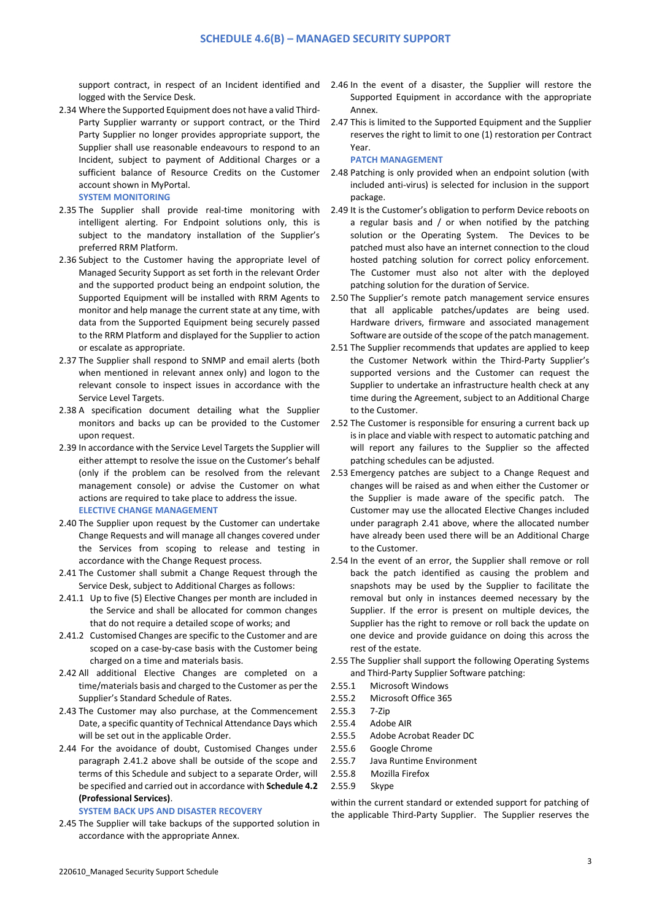support contract, in respect of an Incident identified and logged with the Service Desk.

2.34 Where the Supported Equipment does not have a valid Third-Party Supplier warranty or support contract, or the Third Party Supplier no longer provides appropriate support, the Supplier shall use reasonable endeavours to respond to an Incident, subject to payment of Additional Charges or a sufficient balance of Resource Credits on the Customer account shown in MyPortal.

### SYSTEM MONITORING

2.35 The Supplier shall provide real-time monitoring with intelligent alerting. For Endpoint solutions only, this is subject to the mandatory installation of the Supplier's preferred RRM Platform.

2.36 Subject to the Customer having the appropriate level of Managed Security Support as set forth in the relevant Order and the supported product being an endpoint solution, the Supported Equipment will be installed with RRM Agents to monitor and help manage the current state at any time, with data from the Supported Equipment being securely passed to the RRM Platform and displayed for the Supplier to action or escalate as appropriate.

2.37 The Supplier shall respond to SNMP and email alerts (both when mentioned in relevant annex only) and logon to the relevant console to inspect issues in accordance with the Service Level Targets.

2.38 A specification document detailing what the Supplier monitors and backs up can be provided to the Customer upon request.

2.39 In accordance with the Service Level Targets the Supplier will either attempt to resolve the issue on the Customer's behalf (only if the problem can be resolved from the relevant management console) or advise the Customer on what actions are required to take place to address the issue.

### ELECTIVE CHANGE MANAGEMENT

2.40 The Supplier upon request by the Customer can undertake Change Requests and will manage all changes covered under the Services from scoping to release and testing in accordance with the Change Request process.

2.41 The Customer shall submit a Change Request through the Service Desk, subject to Additional Charges as follows:

2.41.1 Up to five (5) Elective Changes per month are included in the Service and shall be allocated for common changes that do not require a detailed scope of works; and

2.41.2 Customised Changes are specific to the Customer and are scoped on a case-by-case basis with the Customer being charged on a time and materials basis.

2.42 All additional Elective Changes are completed on a time/materials basis and charged to the Customer as per the Supplier's Standard Schedule of Rates.

2.43 The Customer may also purchase, at the Commencement Date, a specific quantity of Technical Attendance Days which will be set out in the applicable Order.

2.44 For the avoidance of doubt, Customised Changes under paragraph 2.41.2 above shall be outside of the scope and terms of this Schedule and subject to a separate Order, will be specified and carried out in accordance with **Schedule 4.2 (Professional Services)**.

### SYSTEM BACK UPS AND DISASTER RECOVERY

2.45 The Supplier will take backups of the supported solution in accordance with the appropriate Annex.

2.46 In the event of a disaster, the Supplier will restore the Supported Equipment in accordance with the appropriate Annex.

2.47 This is limited to the Supported Equipment and the Supplier reserves the right to limit to one (1) restoration per Contract Year.

### PATCH MANAGEMENT

2.48 Patching is only provided when an endpoint solution (with included anti-virus) is selected for inclusion in the support package.

2.49 It is the Customer's obligation to perform Device reboots on a regular basis and / or when notified by the patching solution or the Operating System. The Devices to be patched must also have an internet connection to the cloud hosted patching solution for correct policy enforcement. The Customer must also not alter with the deployed patching solution for the duration of Service.

2.50 The Supplier's remote patch management service ensures that all applicable patches/updates are being used. Hardware drivers, firmware and associated management Software are outside of the scope of the patch management.

2.51 The Supplier recommends that updates are applied to keep the Customer Network within the Third-Party Supplier's supported versions and the Customer can request the Supplier to undertake an infrastructure health check at any time during the Agreement, subject to an Additional Charge to the Customer.

2.52 The Customer is responsible for ensuring a current back up is in place and viable with respect to automatic patching and will report any failures to the Supplier so the affected patching schedules can be adjusted.

2.53 Emergency patches are subject to a Change Request and changes will be raised as and when either the Customer or the Supplier is made aware of the specific patch. The Customer may use the allocated Elective Changes included under paragraph 2.41 above, where the allocated number have already been used there will be an Additional Charge to the Customer.

2.54 In the event of an error, the Supplier shall remove or roll back the patch identified as causing the problem and snapshots may be used by the Supplier to facilitate the removal but only in instances deemed necessary by the Supplier. If the error is present on multiple devices, the Supplier has the right to remove or roll back the update on one device and provide guidance on doing this across the rest of the estate.

2.55 The Supplier shall support the following Operating Systems and Third-Party Supplier Software patching:

2.55.1 Microsoft Windows
2.55.2 Microsoft Office 365
2.55.3 7-Zip
2.55.4 Adobe AIR
2.55.5 Adobe Acrobat Reader DC
2.55.6 Google Chrome
2.55.7 Java Runtime Environment
2.55.8 Mozilla Firefox
2.55.9 Skype

within the current standard or extended support for patching of the applicable Third-Party Supplier. The Supplier reserves the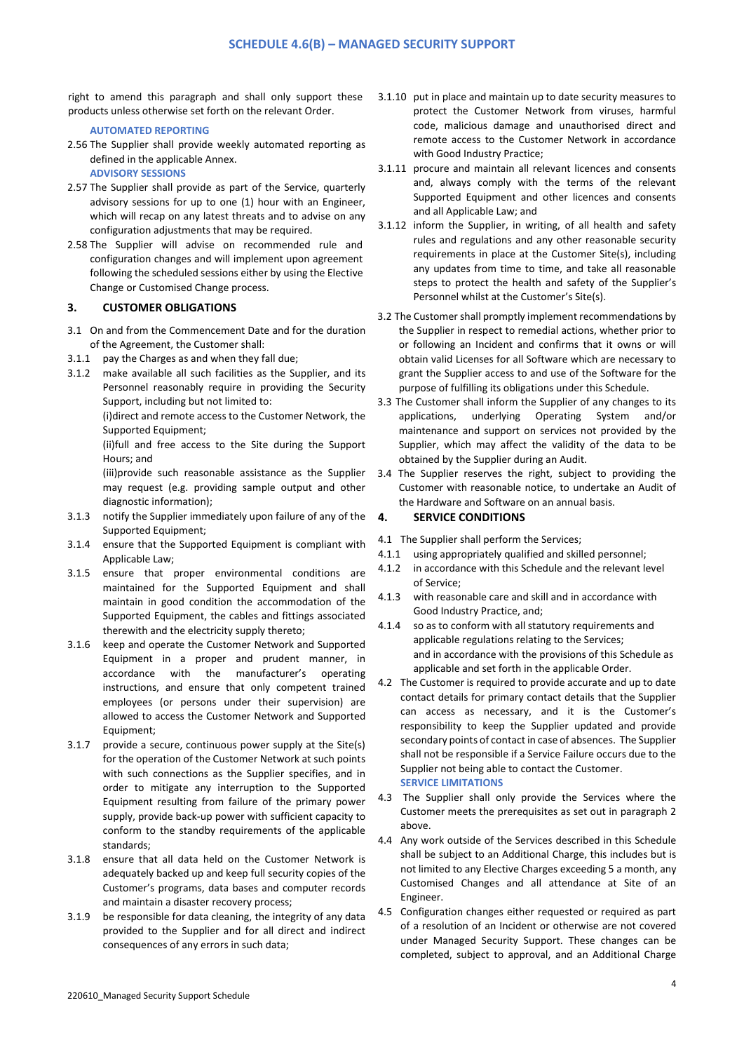right to amend this paragraph and shall only support these products unless otherwise set forth on the relevant Order.

**AUTOMATED REPORTING**

2.56 The Supplier shall provide weekly automated reporting as defined in the applicable Annex.

**ADVISORY SESSIONS**

2.57 The Supplier shall provide as part of the Service, quarterly advisory sessions for up to one (1) hour with an Engineer, which will recap on any latest threats and to advise on any configuration adjustments that may be required.

2.58 The Supplier will advise on recommended rule and configuration changes and will implement upon agreement following the scheduled sessions either by using the Elective Change or Customised Change process.

## 3. CUSTOMER OBLIGATIONS

3.1 On and from the Commencement Date and for the duration of the Agreement, the Customer shall:

3.1.1 pay the Charges as and when they fall due;

3.1.2 make available all such facilities as the Supplier, and its Personnel reasonably require in providing the Security Support, including but not limited to:
(i)direct and remote access to the Customer Network, the Supported Equipment;
(ii)full and free access to the Site during the Support Hours; and
(iii)provide such reasonable assistance as the Supplier may request (e.g. providing sample output and other diagnostic information);

3.1.3 notify the Supplier immediately upon failure of any of the Supported Equipment;

3.1.4 ensure that the Supported Equipment is compliant with Applicable Law;

3.1.5 ensure that proper environmental conditions are maintained for the Supported Equipment and shall maintain in good condition the accommodation of the Supported Equipment, the cables and fittings associated therewith and the electricity supply thereto;

3.1.6 keep and operate the Customer Network and Supported Equipment in a proper and prudent manner, in accordance with the manufacturer's operating instructions, and ensure that only competent trained employees (or persons under their supervision) are allowed to access the Customer Network and Supported Equipment;

3.1.7 provide a secure, continuous power supply at the Site(s) for the operation of the Customer Network at such points with such connections as the Supplier specifies, and in order to mitigate any interruption to the Supported Equipment resulting from failure of the primary power supply, provide back-up power with sufficient capacity to conform to the standby requirements of the applicable standards;

3.1.8 ensure that all data held on the Customer Network is adequately backed up and keep full security copies of the Customer's programs, data bases and computer records and maintain a disaster recovery process;

3.1.9 be responsible for data cleaning, the integrity of any data provided to the Supplier and for all direct and indirect consequences of any errors in such data;

3.1.10 put in place and maintain up to date security measures to protect the Customer Network from viruses, harmful code, malicious damage and unauthorised direct and remote access to the Customer Network in accordance with Good Industry Practice;

3.1.11 procure and maintain all relevant licences and consents and, always comply with the terms of the relevant Supported Equipment and other licences and consents and all Applicable Law; and

3.1.12 inform the Supplier, in writing, of all health and safety rules and regulations and any other reasonable security requirements in place at the Customer Site(s), including any updates from time to time, and take all reasonable steps to protect the health and safety of the Supplier's Personnel whilst at the Customer's Site(s).

3.2 The Customer shall promptly implement recommendations by the Supplier in respect to remedial actions, whether prior to or following an Incident and confirms that it owns or will obtain valid Licenses for all Software which are necessary to grant the Supplier access to and use of the Software for the purpose of fulfilling its obligations under this Schedule.

3.3 The Customer shall inform the Supplier of any changes to its applications, underlying Operating System and/or maintenance and support on services not provided by the Supplier, which may affect the validity of the data to be obtained by the Supplier during an Audit.

3.4 The Supplier reserves the right, subject to providing the Customer with reasonable notice, to undertake an Audit of the Hardware and Software on an annual basis.

## 4. SERVICE CONDITIONS

4.1 The Supplier shall perform the Services;

4.1.1 using appropriately qualified and skilled personnel;

4.1.2 in accordance with this Schedule and the relevant level of Service;

4.1.3 with reasonable care and skill and in accordance with Good Industry Practice, and;

4.1.4 so as to conform with all statutory requirements and applicable regulations relating to the Services;
and in accordance with the provisions of this Schedule as applicable and set forth in the applicable Order.

4.2 The Customer is required to provide accurate and up to date contact details for primary contact details that the Supplier can access as necessary, and it is the Customer's responsibility to keep the Supplier updated and provide secondary points of contact in case of absences. The Supplier shall not be responsible if a Service Failure occurs due to the Supplier not being able to contact the Customer.

**SERVICE LIMITATIONS**

4.3 The Supplier shall only provide the Services where the Customer meets the prerequisites as set out in paragraph 2 above.

4.4 Any work outside of the Services described in this Schedule shall be subject to an Additional Charge, this includes but is not limited to any Elective Charges exceeding 5 a month, any Customised Changes and all attendance at Site of an Engineer.

4.5 Configuration changes either requested or required as part of a resolution of an Incident or otherwise are not covered under Managed Security Support. These changes can be completed, subject to approval, and an Additional Charge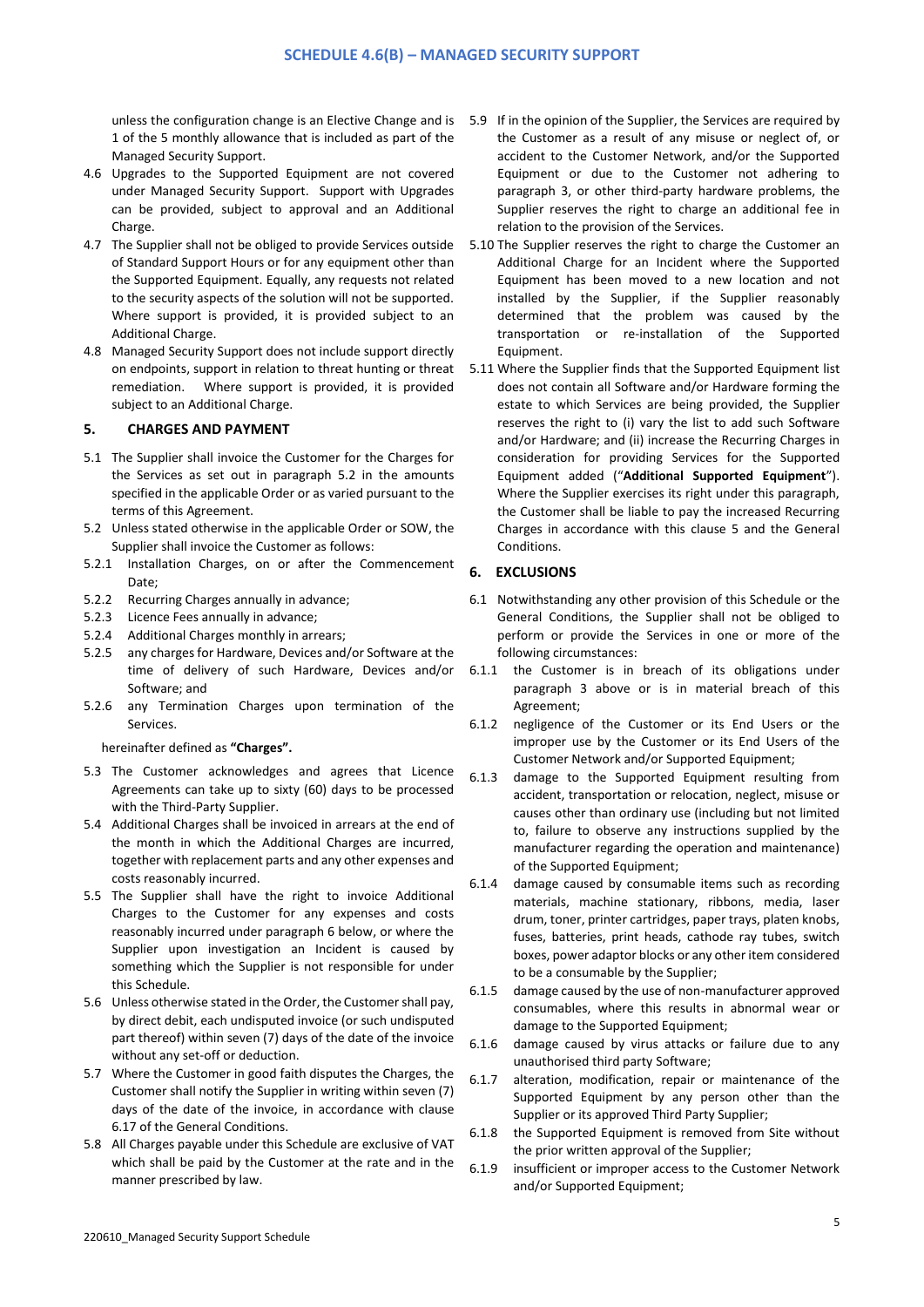unless the configuration change is an Elective Change and is 1 of the 5 monthly allowance that is included as part of the Managed Security Support.

4.6 Upgrades to the Supported Equipment are not covered under Managed Security Support. Support with Upgrades can be provided, subject to approval and an Additional Charge.

4.7 The Supplier shall not be obliged to provide Services outside of Standard Support Hours or for any equipment other than the Supported Equipment. Equally, any requests not related to the security aspects of the solution will not be supported. Where support is provided, it is provided subject to an Additional Charge.

4.8 Managed Security Support does not include support directly on endpoints, support in relation to threat hunting or threat remediation. Where support is provided, it is provided subject to an Additional Charge.

## 5. CHARGES AND PAYMENT

5.1 The Supplier shall invoice the Customer for the Charges for the Services as set out in paragraph 5.2 in the amounts specified in the applicable Order or as varied pursuant to the terms of this Agreement.

5.2 Unless stated otherwise in the applicable Order or SOW, the Supplier shall invoice the Customer as follows:

5.2.1 Installation Charges, on or after the Commencement Date;

5.2.2 Recurring Charges annually in advance;

5.2.3 Licence Fees annually in advance;

5.2.4 Additional Charges monthly in arrears;

5.2.5 any charges for Hardware, Devices and/or Software at the time of delivery of such Hardware, Devices and/or Software; and

5.2.6 any Termination Charges upon termination of the Services.

hereinafter defined as **"Charges".**

5.3 The Customer acknowledges and agrees that Licence Agreements can take up to sixty (60) days to be processed with the Third-Party Supplier.

5.4 Additional Charges shall be invoiced in arrears at the end of the month in which the Additional Charges are incurred, together with replacement parts and any other expenses and costs reasonably incurred.

5.5 The Supplier shall have the right to invoice Additional Charges to the Customer for any expenses and costs reasonably incurred under paragraph 6 below, or where the Supplier upon investigation an Incident is caused by something which the Supplier is not responsible for under this Schedule.

5.6 Unless otherwise stated in the Order, the Customer shall pay, by direct debit, each undisputed invoice (or such undisputed part thereof) within seven (7) days of the date of the invoice without any set-off or deduction.

5.7 Where the Customer in good faith disputes the Charges, the Customer shall notify the Supplier in writing within seven (7) days of the date of the invoice, in accordance with clause 6.17 of the General Conditions.

5.8 All Charges payable under this Schedule are exclusive of VAT which shall be paid by the Customer at the rate and in the manner prescribed by law.

5.9 If in the opinion of the Supplier, the Services are required by the Customer as a result of any misuse or neglect of, or accident to the Customer Network, and/or the Supported Equipment or due to the Customer not adhering to paragraph 3, or other third-party hardware problems, the Supplier reserves the right to charge an additional fee in relation to the provision of the Services.

5.10 The Supplier reserves the right to charge the Customer an Additional Charge for an Incident where the Supported Equipment has been moved to a new location and not installed by the Supplier, if the Supplier reasonably determined that the problem was caused by the transportation or re-installation of the Supported Equipment.

5.11 Where the Supplier finds that the Supported Equipment list does not contain all Software and/or Hardware forming the estate to which Services are being provided, the Supplier reserves the right to (i) vary the list to add such Software and/or Hardware; and (ii) increase the Recurring Charges in consideration for providing Services for the Supported Equipment added ("**Additional Supported Equipment**"). Where the Supplier exercises its right under this paragraph, the Customer shall be liable to pay the increased Recurring Charges in accordance with this clause 5 and the General Conditions.

## 6. EXCLUSIONS

6.1 Notwithstanding any other provision of this Schedule or the General Conditions, the Supplier shall not be obliged to perform or provide the Services in one or more of the following circumstances:

6.1.1 the Customer is in breach of its obligations under paragraph 3 above or is in material breach of this Agreement;

6.1.2 negligence of the Customer or its End Users or the improper use by the Customer or its End Users of the Customer Network and/or Supported Equipment;

6.1.3 damage to the Supported Equipment resulting from accident, transportation or relocation, neglect, misuse or causes other than ordinary use (including but not limited to, failure to observe any instructions supplied by the manufacturer regarding the operation and maintenance) of the Supported Equipment;

6.1.4 damage caused by consumable items such as recording materials, machine stationary, ribbons, media, laser drum, toner, printer cartridges, paper trays, platen knobs, fuses, batteries, print heads, cathode ray tubes, switch boxes, power adaptor blocks or any other item considered to be a consumable by the Supplier;

6.1.5 damage caused by the use of non-manufacturer approved consumables, where this results in abnormal wear or damage to the Supported Equipment;

6.1.6 damage caused by virus attacks or failure due to any unauthorised third party Software;

6.1.7 alteration, modification, repair or maintenance of the Supported Equipment by any person other than the Supplier or its approved Third Party Supplier;

6.1.8 the Supported Equipment is removed from Site without the prior written approval of the Supplier;

6.1.9 insufficient or improper access to the Customer Network and/or Supported Equipment;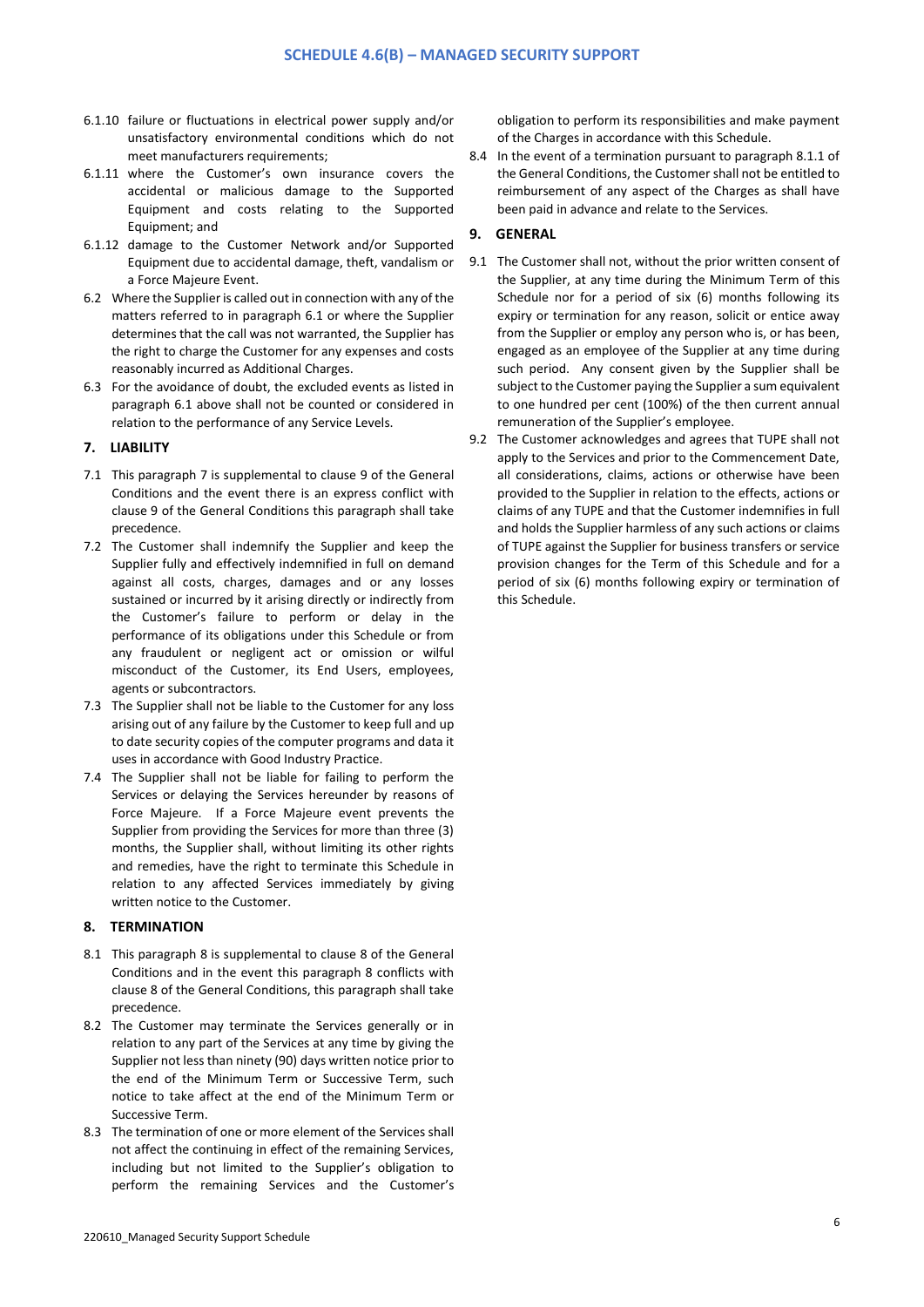6.1.10 failure or fluctuations in electrical power supply and/or unsatisfactory environmental conditions which do not meet manufacturers requirements;

6.1.11 where the Customer's own insurance covers the accidental or malicious damage to the Supported Equipment and costs relating to the Supported Equipment; and

6.1.12 damage to the Customer Network and/or Supported Equipment due to accidental damage, theft, vandalism or a Force Majeure Event.

6.2 Where the Supplier is called out in connection with any of the matters referred to in paragraph 6.1 or where the Supplier determines that the call was not warranted, the Supplier has the right to charge the Customer for any expenses and costs reasonably incurred as Additional Charges.

6.3 For the avoidance of doubt, the excluded events as listed in paragraph 6.1 above shall not be counted or considered in relation to the performance of any Service Levels.

## 7. LIABILITY

7.1 This paragraph 7 is supplemental to clause 9 of the General Conditions and the event there is an express conflict with clause 9 of the General Conditions this paragraph shall take precedence.

7.2 The Customer shall indemnify the Supplier and keep the Supplier fully and effectively indemnified in full on demand against all costs, charges, damages and or any losses sustained or incurred by it arising directly or indirectly from the Customer's failure to perform or delay in the performance of its obligations under this Schedule or from any fraudulent or negligent act or omission or wilful misconduct of the Customer, its End Users, employees, agents or subcontractors.

7.3 The Supplier shall not be liable to the Customer for any loss arising out of any failure by the Customer to keep full and up to date security copies of the computer programs and data it uses in accordance with Good Industry Practice.

7.4 The Supplier shall not be liable for failing to perform the Services or delaying the Services hereunder by reasons of Force Majeure. If a Force Majeure event prevents the Supplier from providing the Services for more than three (3) months, the Supplier shall, without limiting its other rights and remedies, have the right to terminate this Schedule in relation to any affected Services immediately by giving written notice to the Customer.

## 8. TERMINATION

8.1 This paragraph 8 is supplemental to clause 8 of the General Conditions and in the event this paragraph 8 conflicts with clause 8 of the General Conditions, this paragraph shall take precedence.

8.2 The Customer may terminate the Services generally or in relation to any part of the Services at any time by giving the Supplier not less than ninety (90) days written notice prior to the end of the Minimum Term or Successive Term, such notice to take affect at the end of the Minimum Term or Successive Term.

8.3 The termination of one or more element of the Services shall not affect the continuing in effect of the remaining Services, including but not limited to the Supplier's obligation to perform the remaining Services and the Customer's obligation to perform its responsibilities and make payment of the Charges in accordance with this Schedule.

8.4 In the event of a termination pursuant to paragraph 8.1.1 of the General Conditions, the Customer shall not be entitled to reimbursement of any aspect of the Charges as shall have been paid in advance and relate to the Services.

## 9. GENERAL

9.1 The Customer shall not, without the prior written consent of the Supplier, at any time during the Minimum Term of this Schedule nor for a period of six (6) months following its expiry or termination for any reason, solicit or entice away from the Supplier or employ any person who is, or has been, engaged as an employee of the Supplier at any time during such period. Any consent given by the Supplier shall be subject to the Customer paying the Supplier a sum equivalent to one hundred per cent (100%) of the then current annual remuneration of the Supplier's employee.

9.2 The Customer acknowledges and agrees that TUPE shall not apply to the Services and prior to the Commencement Date, all considerations, claims, actions or otherwise have been provided to the Supplier in relation to the effects, actions or claims of any TUPE and that the Customer indemnifies in full and holds the Supplier harmless of any such actions or claims of TUPE against the Supplier for business transfers or service provision changes for the Term of this Schedule and for a period of six (6) months following expiry or termination of this Schedule.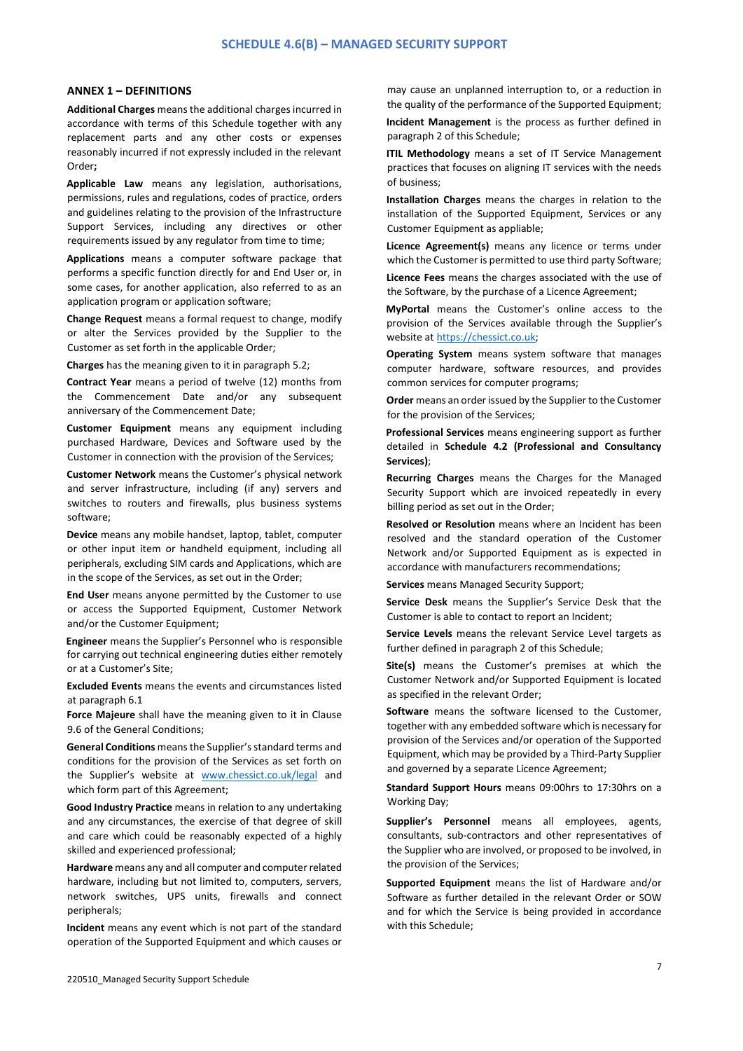## ANNEX 1 – DEFINITIONS

**Additional Charges** means the additional charges incurred in accordance with terms of this Schedule together with any replacement parts and any other costs or expenses reasonably incurred if not expressly included in the relevant Order**;**

**Applicable Law** means any legislation, authorisations, permissions, rules and regulations, codes of practice, orders and guidelines relating to the provision of the Infrastructure Support Services, including any directives or other requirements issued by any regulator from time to time;

**Applications** means a computer software package that performs a specific function directly for and End User or, in some cases, for another application, also referred to as an application program or application software;

**Change Request** means a formal request to change, modify or alter the Services provided by the Supplier to the Customer as set forth in the applicable Order;

**Charges** has the meaning given to it in paragraph 5.2;

**Contract Year** means a period of twelve (12) months from the Commencement Date and/or any subsequent anniversary of the Commencement Date;

**Customer Equipment** means any equipment including purchased Hardware, Devices and Software used by the Customer in connection with the provision of the Services;

**Customer Network** means the Customer's physical network and server infrastructure, including (if any) servers and switches to routers and firewalls, plus business systems software;

**Device** means any mobile handset, laptop, tablet, computer or other input item or handheld equipment, including all peripherals, excluding SIM cards and Applications, which are in the scope of the Services, as set out in the Order;

**End User** means anyone permitted by the Customer to use or access the Supported Equipment, Customer Network and/or the Customer Equipment;

**Engineer** means the Supplier's Personnel who is responsible for carrying out technical engineering duties either remotely or at a Customer's Site;

**Excluded Events** means the events and circumstances listed at paragraph 6.1

**Force Majeure** shall have the meaning given to it in Clause 9.6 of the General Conditions;

**General Conditions** means the Supplier's standard terms and conditions for the provision of the Services as set forth on the Supplier's website at www.chessict.co.uk/legal and which form part of this Agreement;

**Good Industry Practice** means in relation to any undertaking and any circumstances, the exercise of that degree of skill and care which could be reasonably expected of a highly skilled and experienced professional;

**Hardware** means any and all computer and computer related hardware, including but not limited to, computers, servers, network switches, UPS units, firewalls and connect peripherals;

**Incident** means any event which is not part of the standard operation of the Supported Equipment and which causes or may cause an unplanned interruption to, or a reduction in the quality of the performance of the Supported Equipment;

**Incident Management** is the process as further defined in paragraph 2 of this Schedule;

**ITIL Methodology** means a set of IT Service Management practices that focuses on aligning IT services with the needs of business;

**Installation Charges** means the charges in relation to the installation of the Supported Equipment, Services or any Customer Equipment as appliable;

**Licence Agreement(s)** means any licence or terms under which the Customer is permitted to use third party Software;

**Licence Fees** means the charges associated with the use of the Software, by the purchase of a Licence Agreement;

**MyPortal** means the Customer's online access to the provision of the Services available through the Supplier's website at https://chessict.co.uk;

**Operating System** means system software that manages computer hardware, software resources, and provides common services for computer programs;

**Order** means an order issued by the Supplier to the Customer for the provision of the Services;

**Professional Services** means engineering support as further detailed in **Schedule 4.2 (Professional and Consultancy Services)**;

**Recurring Charges** means the Charges for the Managed Security Support which are invoiced repeatedly in every billing period as set out in the Order;

**Resolved or Resolution** means where an Incident has been resolved and the standard operation of the Customer Network and/or Supported Equipment as is expected in accordance with manufacturers recommendations;

**Services** means Managed Security Support;

**Service Desk** means the Supplier's Service Desk that the Customer is able to contact to report an Incident;

**Service Levels** means the relevant Service Level targets as further defined in paragraph 2 of this Schedule;

**Site(s)** means the Customer's premises at which the Customer Network and/or Supported Equipment is located as specified in the relevant Order;

**Software** means the software licensed to the Customer, together with any embedded software which is necessary for provision of the Services and/or operation of the Supported Equipment, which may be provided by a Third-Party Supplier and governed by a separate Licence Agreement;

**Standard Support Hours** means 09:00hrs to 17:30hrs on a Working Day;

**Supplier's Personnel** means all employees, agents, consultants, sub-contractors and other representatives of the Supplier who are involved, or proposed to be involved, in the provision of the Services;

**Supported Equipment** means the list of Hardware and/or Software as further detailed in the relevant Order or SOW and for which the Service is being provided in accordance with this Schedule;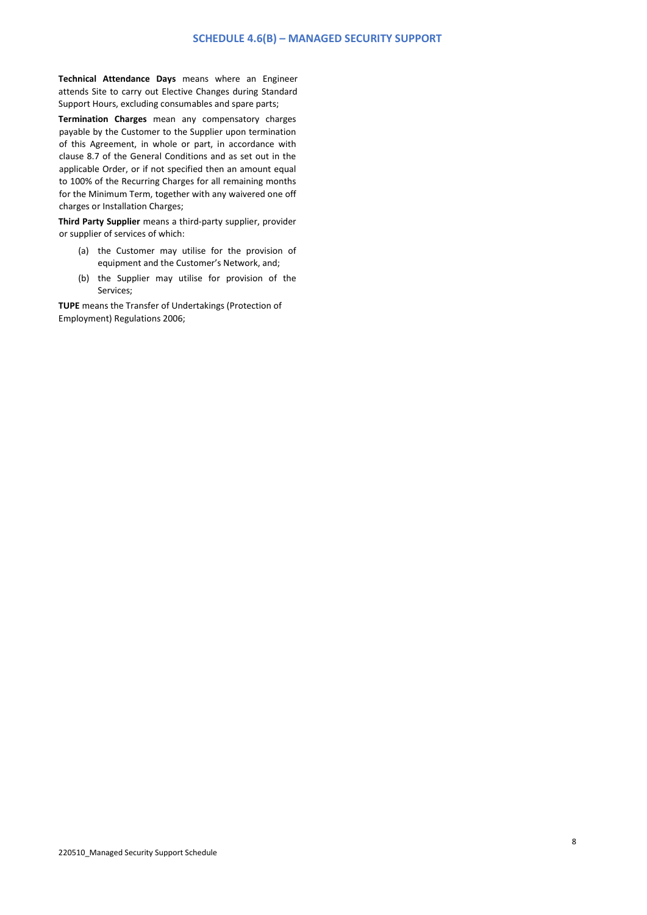**Technical Attendance Days** means where an Engineer attends Site to carry out Elective Changes during Standard Support Hours, excluding consumables and spare parts;

**Termination Charges** mean any compensatory charges payable by the Customer to the Supplier upon termination of this Agreement, in whole or part, in accordance with clause 8.7 of the General Conditions and as set out in the applicable Order, or if not specified then an amount equal to 100% of the Recurring Charges for all remaining months for the Minimum Term, together with any waivered one off charges or Installation Charges;

**Third Party Supplier** means a third-party supplier, provider or supplier of services of which:

(a) the Customer may utilise for the provision of equipment and the Customer's Network, and;

(b) the Supplier may utilise for provision of the Services;

**TUPE** means the Transfer of Undertakings (Protection of Employment) Regulations 2006;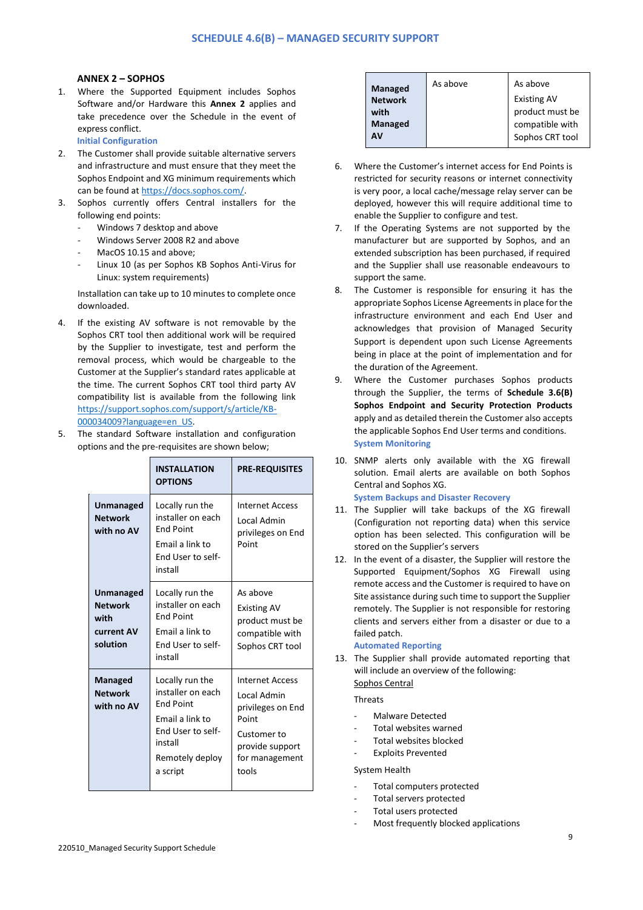## ANNEX 2 – SOPHOS

1. Where the Supported Equipment includes Sophos Software and/or Hardware this **Annex 2** applies and take precedence over the Schedule in the event of express conflict.

   **Initial Configuration**

2. The Customer shall provide suitable alternative servers and infrastructure and must ensure that they meet the Sophos Endpoint and XG minimum requirements which can be found at https://docs.sophos.com/.
3. Sophos currently offers Central installers for the following end points:
   - Windows 7 desktop and above
   - Windows Server 2008 R2 and above
   - MacOS 10.15 and above;
   - Linux 10 (as per Sophos KB Sophos Anti-Virus for Linux: system requirements)

   Installation can take up to 10 minutes to complete once downloaded.

4. If the existing AV software is not removable by the Sophos CRT tool then additional work will be required by the Supplier to investigate, test and perform the removal process, which would be chargeable to the Customer at the Supplier's standard rates applicable at the time. The current Sophos CRT tool third party AV compatibility list is available from the following link https://support.sophos.com/support/s/article/KB-000034009?language=en_US.
5. The standard Software installation and configuration options and the pre-requisites are shown below;

| | INSTALLATION OPTIONS | PRE-REQUISITES |
|---|---|---|
| **Unmanaged Network with no AV** | Locally run the installer on each End Point<br>Email a link to End User to self-install | Internet Access<br>Local Admin privileges on End Point |
| **Unmanaged Network with current AV solution** | Locally run the installer on each End Point<br>Email a link to End User to self-install | As above<br>Existing AV product must be compatible with Sophos CRT tool |
| **Managed Network with no AV** | Locally run the installer on each End Point<br>Email a link to End User to self-install<br>Remotely deploy a script | Internet Access<br>Local Admin privileges on End Point<br>Customer to provide support for management tools |
| **Managed Network with Managed AV** | As above | As above<br>Existing AV product must be compatible with Sophos CRT tool |

6. Where the Customer's internet access for End Points is restricted for security reasons or internet connectivity is very poor, a local cache/message relay server can be deployed, however this will require additional time to enable the Supplier to configure and test.
7. If the Operating Systems are not supported by the manufacturer but are supported by Sophos, and an extended subscription has been purchased, if required and the Supplier shall use reasonable endeavours to support the same.
8. The Customer is responsible for ensuring it has the appropriate Sophos License Agreements in place for the infrastructure environment and each End User and acknowledges that provision of Managed Security Support is dependent upon such License Agreements being in place at the point of implementation and for the duration of the Agreement.
9. Where the Customer purchases Sophos products through the Supplier, the terms of **Schedule 3.6(B) Sophos Endpoint and Security Protection Products** apply and as detailed therein the Customer also accepts the applicable Sophos End User terms and conditions.

   **System Monitoring**

10. SNMP alerts only available with the XG firewall solution. Email alerts are available on both Sophos Central and Sophos XG.

    **System Backups and Disaster Recovery**

11. The Supplier will take backups of the XG firewall (Configuration not reporting data) when this service option has been selected. This configuration will be stored on the Supplier's servers
12. In the event of a disaster, the Supplier will restore the Supported Equipment/Sophos XG Firewall using remote access and the Customer is required to have on Site assistance during such time to support the Supplier remotely. The Supplier is not responsible for restoring clients and servers either from a disaster or due to a failed patch.

    **Automated Reporting**

13. The Supplier shall provide automated reporting that will include an overview of the following:

    Sophos Central

    Threats

    - Malware Detected
    - Total websites warned
    - Total websites blocked
    - Exploits Prevented

    System Health

    - Total computers protected
    - Total servers protected
    - Total users protected
    - Most frequently blocked applications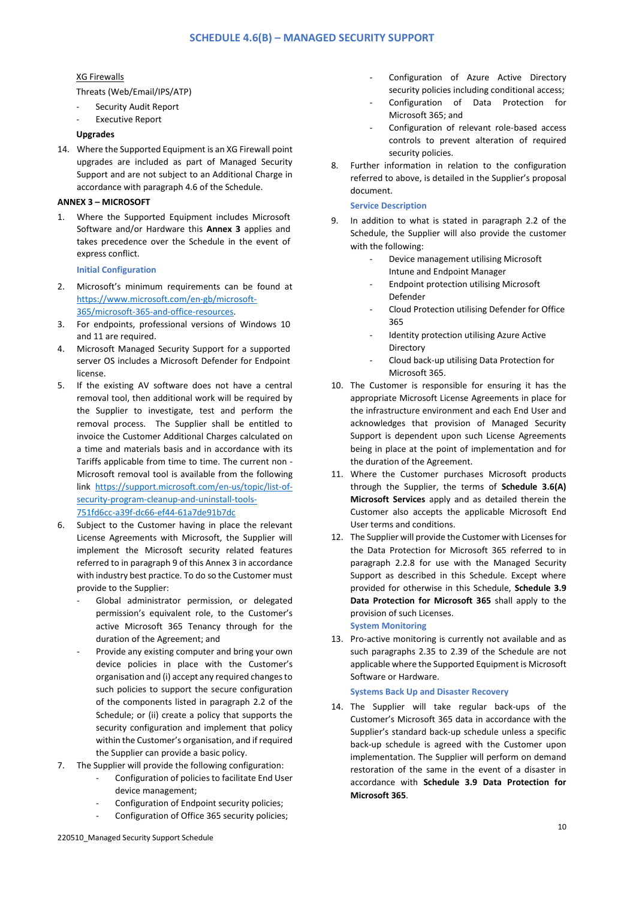XG Firewalls

Threats (Web/Email/IPS/ATP)

- Security Audit Report
- Executive Report

**Upgrades**

14. Where the Supported Equipment is an XG Firewall point upgrades are included as part of Managed Security Support and are not subject to an Additional Charge in accordance with paragraph 4.6 of the Schedule.

**ANNEX 3 – MICROSOFT**

1. Where the Supported Equipment includes Microsoft Software and/or Hardware this **Annex 3** applies and takes precedence over the Schedule in the event of express conflict.

### Initial Configuration

2. Microsoft's minimum requirements can be found at https://www.microsoft.com/en-gb/microsoft-365/microsoft-365-and-office-resources.
3. For endpoints, professional versions of Windows 10 and 11 are required.
4. Microsoft Managed Security Support for a supported server OS includes a Microsoft Defender for Endpoint license.
5. If the existing AV software does not have a central removal tool, then additional work will be required by the Supplier to investigate, test and perform the removal process. The Supplier shall be entitled to invoice the Customer Additional Charges calculated on a time and materials basis and in accordance with its Tariffs applicable from time to time. The current non - Microsoft removal tool is available from the following link https://support.microsoft.com/en-us/topic/list-of-security-program-cleanup-and-uninstall-tools-751fd6cc-a39f-dc66-ef44-61a7de91b7dc
6. Subject to the Customer having in place the relevant License Agreements with Microsoft, the Supplier will implement the Microsoft security related features referred to in paragraph 9 of this Annex 3 in accordance with industry best practice. To do so the Customer must provide to the Supplier:
   - Global administrator permission, or delegated permission's equivalent role, to the Customer's active Microsoft 365 Tenancy through for the duration of the Agreement; and
   - Provide any existing computer and bring your own device policies in place with the Customer's organisation and (i) accept any required changes to such policies to support the secure configuration of the components listed in paragraph 2.2 of the Schedule; or (ii) create a policy that supports the security configuration and implement that policy within the Customer's organisation, and if required the Supplier can provide a basic policy.
7. The Supplier will provide the following configuration:
   - Configuration of policies to facilitate End User device management;
   - Configuration of Endpoint security policies;
   - Configuration of Office 365 security policies;
   - Configuration of Azure Active Directory security policies including conditional access;
   - Configuration of Data Protection for Microsoft 365; and
   - Configuration of relevant role-based access controls to prevent alteration of required security policies.
8. Further information in relation to the configuration referred to above, is detailed in the Supplier's proposal document.

### Service Description

9. In addition to what is stated in paragraph 2.2 of the Schedule, the Supplier will also provide the customer with the following:
   - Device management utilising Microsoft Intune and Endpoint Manager
   - Endpoint protection utilising Microsoft Defender
   - Cloud Protection utilising Defender for Office 365
   - Identity protection utilising Azure Active Directory
   - Cloud back-up utilising Data Protection for Microsoft 365.
10. The Customer is responsible for ensuring it has the appropriate Microsoft License Agreements in place for the infrastructure environment and each End User and acknowledges that provision of Managed Security Support is dependent upon such License Agreements being in place at the point of implementation and for the duration of the Agreement.
11. Where the Customer purchases Microsoft products through the Supplier, the terms of **Schedule 3.6(A) Microsoft Services** apply and as detailed therein the Customer also accepts the applicable Microsoft End User terms and conditions.
12. The Supplier will provide the Customer with Licenses for the Data Protection for Microsoft 365 referred to in paragraph 2.2.8 for use with the Managed Security Support as described in this Schedule. Except where provided for otherwise in this Schedule, **Schedule 3.9 Data Protection for Microsoft 365** shall apply to the provision of such Licenses.

### System Monitoring

13. Pro-active monitoring is currently not available and as such paragraphs 2.35 to 2.39 of the Schedule are not applicable where the Supported Equipment is Microsoft Software or Hardware.

### Systems Back Up and Disaster Recovery

14. The Supplier will take regular back-ups of the Customer's Microsoft 365 data in accordance with the Supplier's standard back-up schedule unless a specific back-up schedule is agreed with the Customer upon implementation. The Supplier will perform on demand restoration of the same in the event of a disaster in accordance with **Schedule 3.9 Data Protection for Microsoft 365**.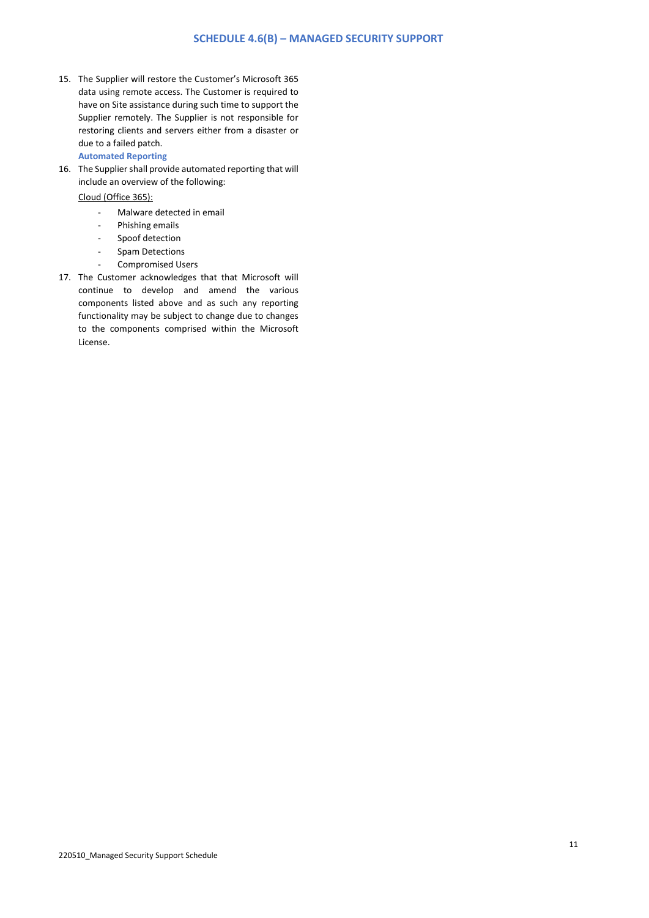15. The Supplier will restore the Customer's Microsoft 365 data using remote access. The Customer is required to have on Site assistance during such time to support the Supplier remotely. The Supplier is not responsible for restoring clients and servers either from a disaster or due to a failed patch.

**Automated Reporting**

16. The Supplier shall provide automated reporting that will include an overview of the following:

<u>Cloud (Office 365):</u>

- Malware detected in email
- Phishing emails
- Spoof detection
- Spam Detections
- Compromised Users

17. The Customer acknowledges that that Microsoft will continue to develop and amend the various components listed above and as such any reporting functionality may be subject to change due to changes to the components comprised within the Microsoft License.